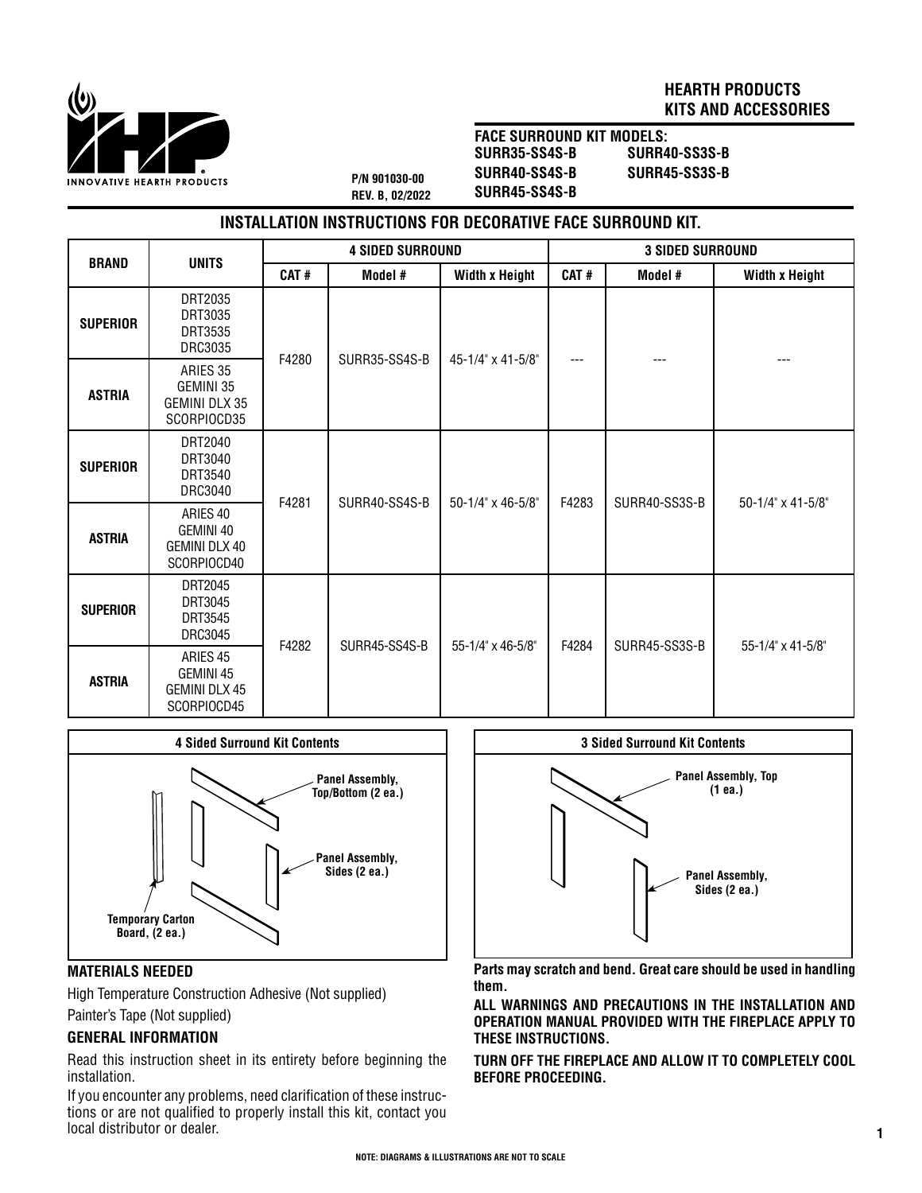**HEARTH PRODUCTS**
**KITS AND ACCESSORIES**

**FACE SURROUND KIT MODELS:**
**SURR35-SS4S-B**
**SURR40-SS4S-B**
**SURR45-SS4S-B**
**SURR40-SS3S-B**
**SURR45-SS3S-B**

P/N 901030-00
REV. B, 02/2022

## INSTALLATION INSTRUCTIONS FOR DECORATIVE FACE SURROUND KIT.

| BRAND | UNITS | 4 SIDED SURROUND | | | 3 SIDED SURROUND | | |
|---|---|---|---|---|---|---|---|
| | | CAT # | Model # | Width x Height | CAT # | Model # | Width x Height |
| **SUPERIOR** | DRT2035<br>DRT3035<br>DRT3535<br>DRC3035 | F4280 | SURR35-SS4S-B | 45-1/4" x 41-5/8" | --- | --- | --- |
| **ASTRIA** | ARIES 35<br>GEMINI 35<br>GEMINI DLX 35<br>SCORPIOCD35 | | | | | | |
| **SUPERIOR** | DRT2040<br>DRT3040<br>DRT3540<br>DRC3040 | F4281 | SURR40-SS4S-B | 50-1/4" x 46-5/8" | F4283 | SURR40-SS3S-B | 50-1/4" x 41-5/8" |
| **ASTRIA** | ARIES 40<br>GEMINI 40<br>GEMINI DLX 40<br>SCORPIOCD40 | | | | | | |
| **SUPERIOR** | DRT2045<br>DRT3045<br>DRT3545<br>DRC3045 | F4282 | SURR45-SS4S-B | 55-1/4" x 46-5/8" | F4284 | SURR45-SS3S-B | 55-1/4" x 41-5/8" |
| **ASTRIA** | ARIES 45<br>GEMINI 45<br>GEMINI DLX 45<br>SCORPIOCD45 | | | | | | |

**4 Sided Surround Kit Contents**

Panel Assembly, Top/Bottom (2 ea.)
Panel Assembly, Sides (2 ea.)
Temporary Carton Board, (2 ea.)

**3 Sided Surround Kit Contents**

Panel Assembly, Top (1 ea.)
Panel Assembly, Sides (2 ea.)

### MATERIALS NEEDED

High Temperature Construction Adhesive (Not supplied)

Painter's Tape (Not supplied)

### GENERAL INFORMATION

Read this instruction sheet in its entirety before beginning the installation.

If you encounter any problems, need clarification of these instructions or are not qualified to properly install this kit, contact you local distributor or dealer.

**Parts may scratch and bend. Great care should be used in handling them.**

**ALL WARNINGS AND PRECAUTIONS IN THE INSTALLATION AND OPERATION MANUAL PROVIDED WITH THE FIREPLACE APPLY TO THESE INSTRUCTIONS.**

**TURN OFF THE FIREPLACE AND ALLOW IT TO COMPLETELY COOL BEFORE PROCEEDING.**

NOTE: DIAGRAMS & ILLUSTRATIONS ARE NOT TO SCALE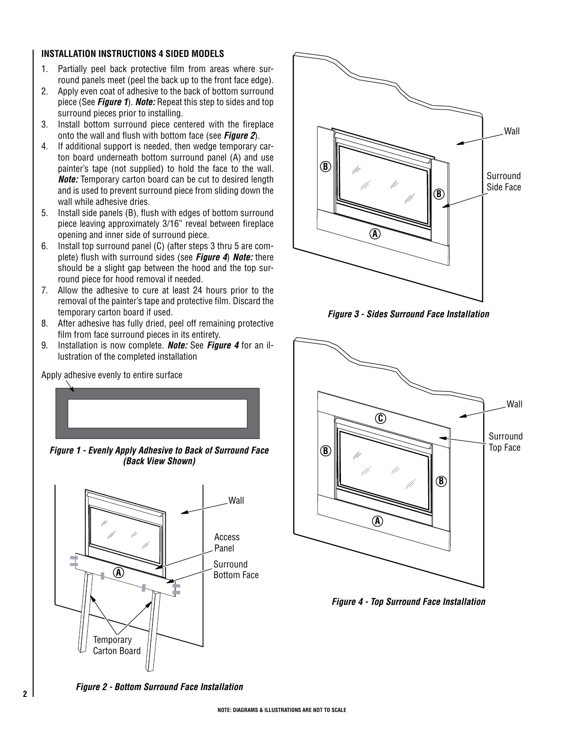## INSTALLATION INSTRUCTIONS 4 SIDED MODELS

1. Partially peel back protective film from areas where surround panels meet (peel the back up to the front face edge).
2. Apply even coat of adhesive to the back of bottom surround piece (See ***Figure 1***). ***Note:*** Repeat this step to sides and top surround pieces prior to installing.
3. Install bottom surround piece centered with the fireplace onto the wall and flush with bottom face (see ***Figure 2***).
4. If additional support is needed, then wedge temporary carton board underneath bottom surround panel (A) and use painter's tape (not supplied) to hold the face to the wall. ***Note:*** Temporary carton board can be cut to desired length and is used to prevent surround piece from sliding down the wall while adhesive dries.
5. Install side panels (B), flush with edges of bottom surround piece leaving approximately 3/16" reveal between fireplace opening and inner side of surround piece.
6. Install top surround panel (C) (after steps 3 thru 5 are complete) flush with surround sides (see ***Figure 4***) ***Note:*** there should be a slight gap between the hood and the top surround piece for hood removal if needed.
7. Allow the adhesive to cure at least 24 hours prior to the removal of the painter's tape and protective film. Discard the temporary carton board if used.
8. After adhesive has fully dried, peel off remaining protective film from face surround pieces in its entirety.
9. Installation is now complete. ***Note:*** See ***Figure 4*** for an illustration of the completed installation

Apply adhesive evenly to entire surface

***Figure 1 - Evenly Apply Adhesive to Back of Surround Face (Back View Shown)***

Wall

Access Panel

Surround Bottom Face

A

Temporary Carton Board

***Figure 2 - Bottom Surround Face Installation***

Wall

Surround Side Face

B

B

A

***Figure 3 - Sides Surround Face Installation***

Wall

Surround Top Face

C

B

B

A

***Figure 4 - Top Surround Face Installation***

NOTE: DIAGRAMS & ILLUSTRATIONS ARE NOT TO SCALE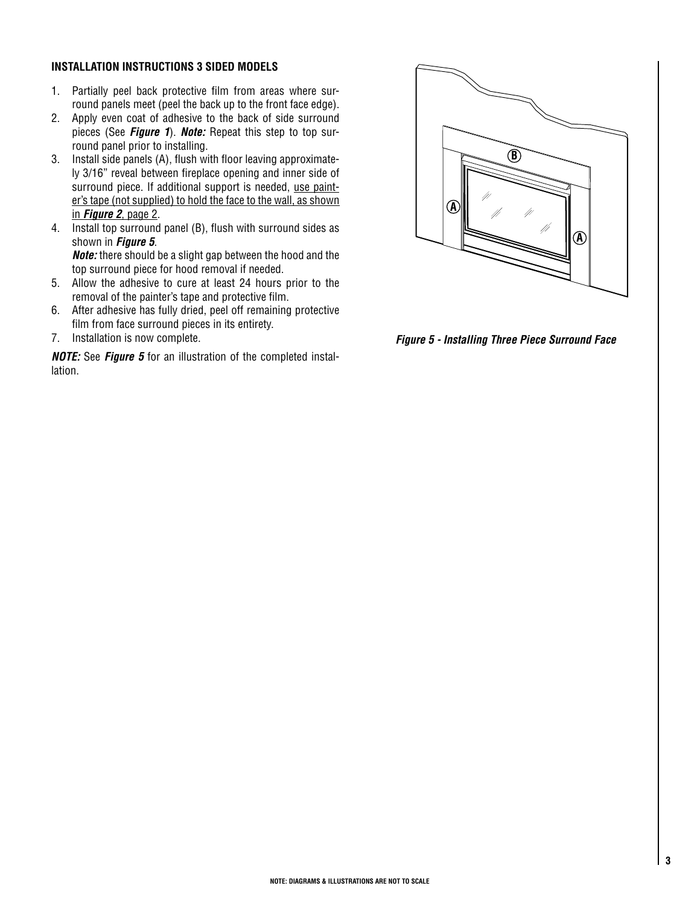### INSTALLATION INSTRUCTIONS 3 SIDED MODELS

1. Partially peel back protective film from areas where surround panels meet (peel the back up to the front face edge).
2. Apply even coat of adhesive to the back of side surround pieces (See ***Figure 1***). ***Note:*** Repeat this step to top surround panel prior to installing.
3. Install side panels (A), flush with floor leaving approximately 3/16" reveal between fireplace opening and inner side of surround piece. If additional support is needed, use painter's tape (not supplied) to hold the face to the wall, as shown in ***Figure 2***, page 2.
4. Install top surround panel (B), flush with surround sides as shown in ***Figure 5***.
   ***Note:*** there should be a slight gap between the hood and the top surround piece for hood removal if needed.
5. Allow the adhesive to cure at least 24 hours prior to the removal of the painter's tape and protective film.
6. After adhesive has fully dried, peel off remaining protective film from face surround pieces in its entirety.
7. Installation is now complete.

***NOTE:*** See ***Figure 5*** for an illustration of the completed installation.

***Figure 5 - Installing Three Piece Surround Face***

NOTE: DIAGRAMS & ILLUSTRATIONS ARE NOT TO SCALE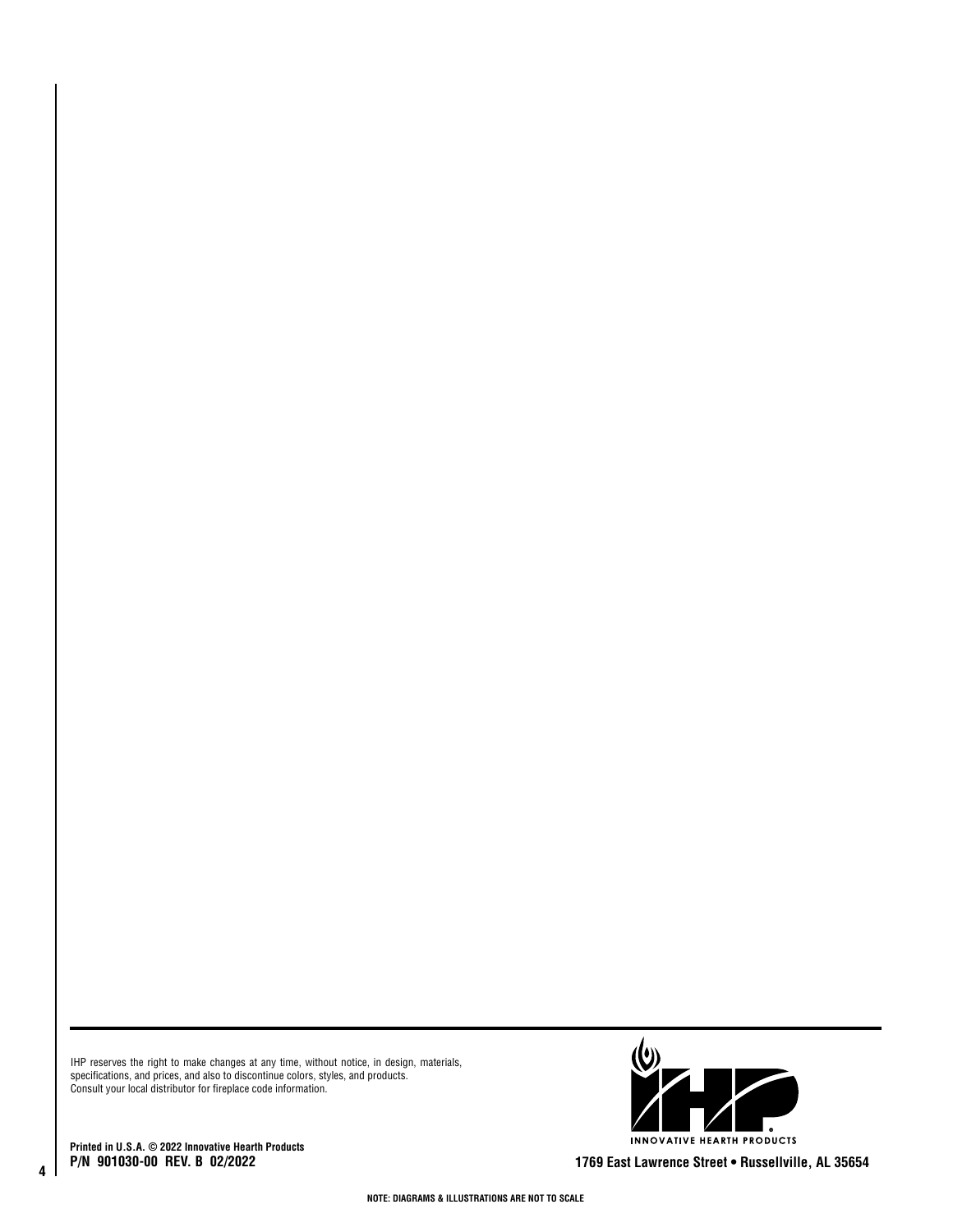IHP reserves the right to make changes at any time, without notice, in design, materials, specifications, and prices, and also to discontinue colors, styles, and products.
Consult your local distributor for fireplace code information.

**Printed in U.S.A. © 2022 Innovative Hearth Products**
**P/N 901030-00 REV. B 02/2022**

INNOVATIVE HEARTH PRODUCTS

**1769 East Lawrence Street • Russellville, AL 35654**

**NOTE: DIAGRAMS & ILLUSTRATIONS ARE NOT TO SCALE**